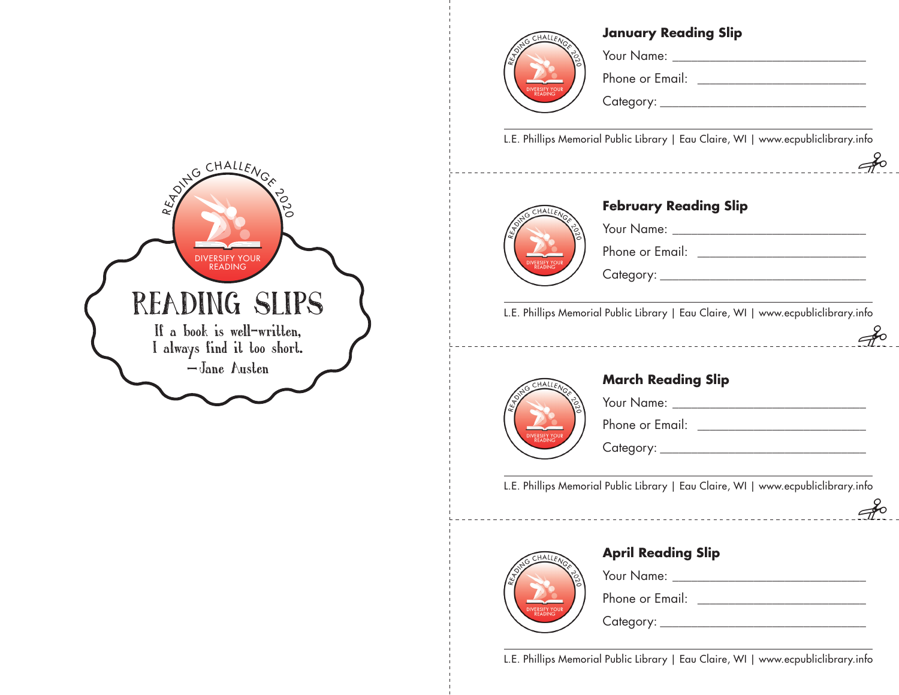READING CHALLENGE 2020

DIVERSIFY YOUR READING

# READING SLIPS

If a book is well-written,
I always find it too short.
—Jane Austen

READING CHALLENGE 2020 DIVERSIFY YOUR READING

**January Reading Slip**

Your Name: ______________________________

Phone or Email: ___________________________

Category: ________________________________

L.E. Phillips Memorial Public Library | Eau Claire, WI | www.ecpubliclibrary.info

READING CHALLENGE 2020 DIVERSIFY YOUR READING

**February Reading Slip**

Your Name: ______________________________

Phone or Email: ___________________________

Category: ________________________________

L.E. Phillips Memorial Public Library | Eau Claire, WI | www.ecpubliclibrary.info

READING CHALLENGE 2020 DIVERSIFY YOUR READING

**March Reading Slip**

Your Name: ______________________________

Phone or Email: ___________________________

Category: ________________________________

L.E. Phillips Memorial Public Library | Eau Claire, WI | www.ecpubliclibrary.info

READING CHALLENGE 2020 DIVERSIFY YOUR READING

**April Reading Slip**

Your Name: ______________________________

Phone or Email: ___________________________

Category: ________________________________

L.E. Phillips Memorial Public Library | Eau Claire, WI | www.ecpubliclibrary.info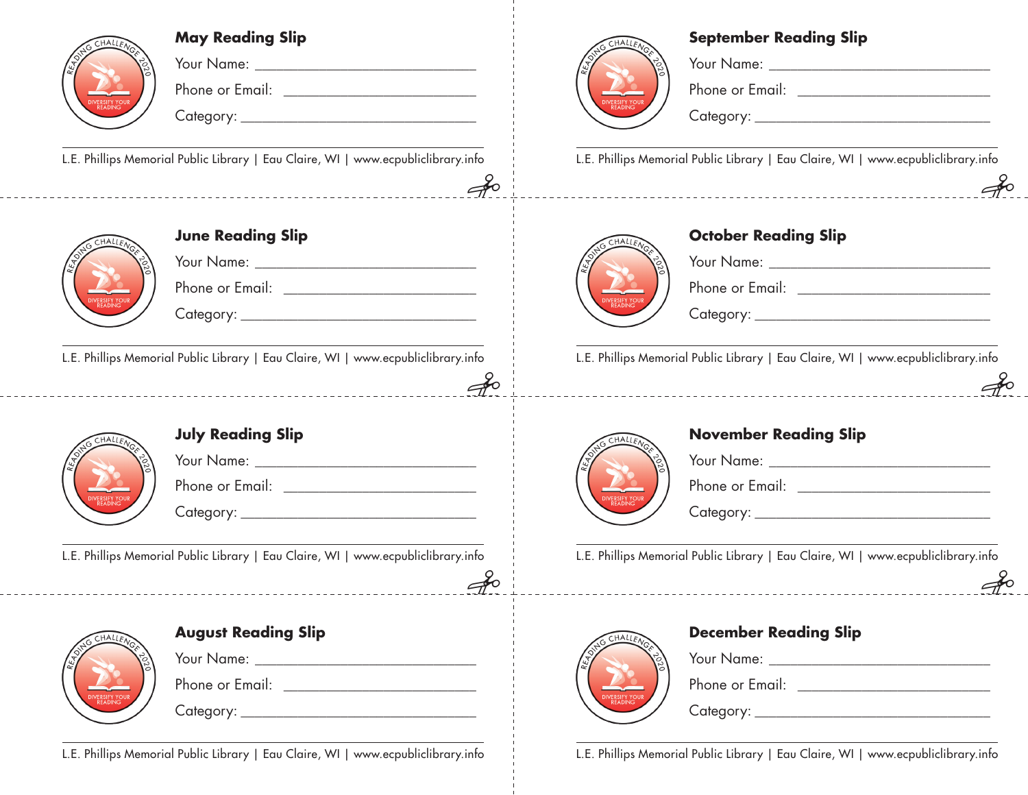## May Reading Slip

Your Name: ______________________________

Phone or Email: __________________________

Category: _______________________________

L.E. Phillips Memorial Public Library | Eau Claire, WI | www.ecpubliclibrary.info

## June Reading Slip

Your Name: ______________________________

Phone or Email: __________________________

Category: _______________________________

L.E. Phillips Memorial Public Library | Eau Claire, WI | www.ecpubliclibrary.info

## July Reading Slip

Your Name: ______________________________

Phone or Email: __________________________

Category: _______________________________

L.E. Phillips Memorial Public Library | Eau Claire, WI | www.ecpubliclibrary.info

## August Reading Slip

Your Name: ______________________________

Phone or Email: __________________________

Category: _______________________________

L.E. Phillips Memorial Public Library | Eau Claire, WI | www.ecpubliclibrary.info

## September Reading Slip

Your Name: ______________________________

Phone or Email: __________________________

Category: _______________________________

L.E. Phillips Memorial Public Library | Eau Claire, WI | www.ecpubliclibrary.info

## October Reading Slip

Your Name: ______________________________

Phone or Email: __________________________

Category: _______________________________

L.E. Phillips Memorial Public Library | Eau Claire, WI | www.ecpubliclibrary.info

## November Reading Slip

Your Name: ______________________________

Phone or Email: __________________________

Category: _______________________________

L.E. Phillips Memorial Public Library | Eau Claire, WI | www.ecpubliclibrary.info

## December Reading Slip

Your Name: ______________________________

Phone or Email: __________________________

Category: _______________________________

L.E. Phillips Memorial Public Library | Eau Claire, WI | www.ecpubliclibrary.info